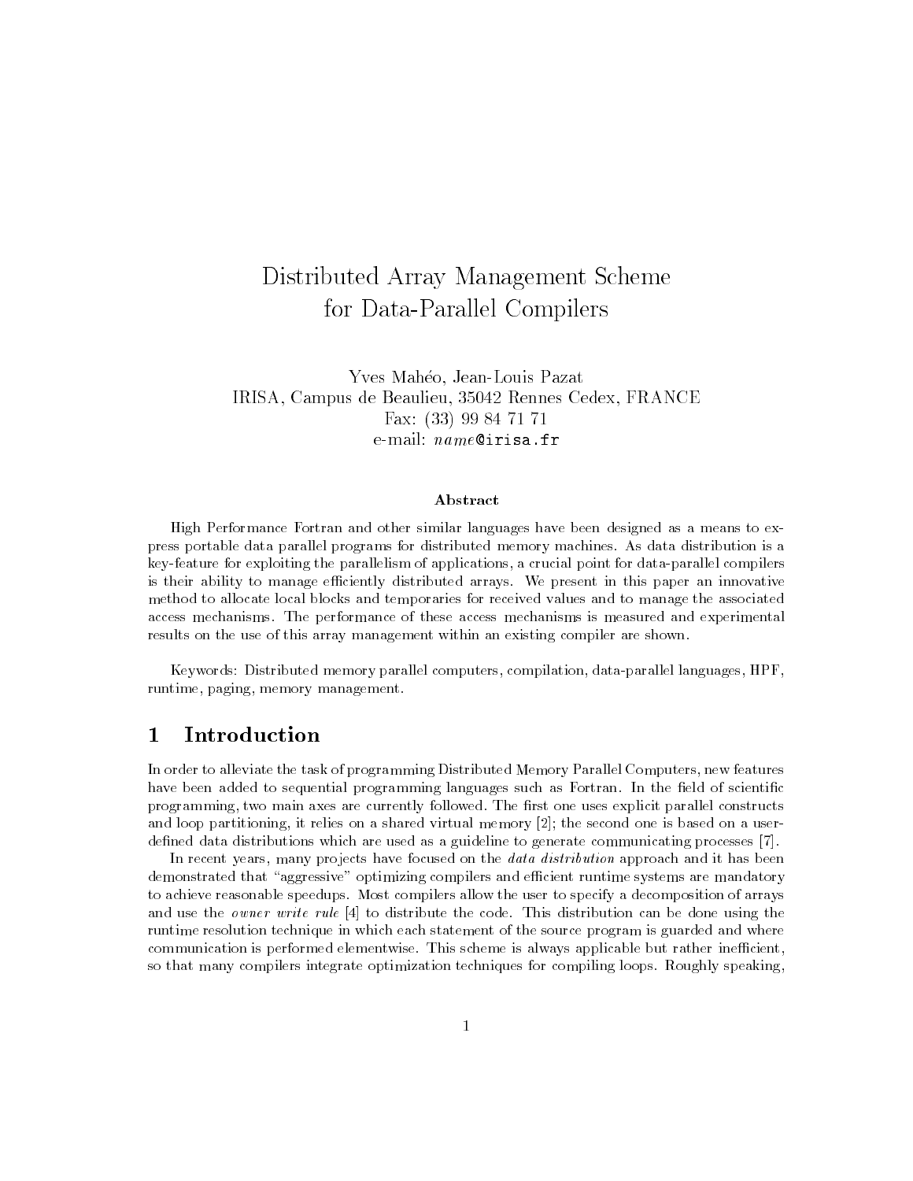# Distributed Array Management Scheme for Data-Parallel Compilers

Yves Mahéo, Jean-Louis Pazat
IRISA, Campus de Beaulieu, 35042 Rennes Cedex, FRANCE
Fax: (33) 99 84 71 71
e-mail: *name*@irisa.fr

### Abstract

High Performance Fortran and other similar languages have been designed as a means to express portable data parallel programs for distributed memory machines. As data distribution is a key-feature for exploiting the parallelism of applications, a crucial point for data-parallel compilers is their ability to manage efficiently distributed arrays. We present in this paper an innovative method to allocate local blocks and temporaries for received values and to manage the associated access mechanisms. The performance of these access mechanisms is measured and experimental results on the use of this array management within an existing compiler are shown.

Keywords: Distributed memory parallel computers, compilation, data-parallel languages, HPF, runtime, paging, memory management.

## 1 Introduction

In order to alleviate the task of programming Distributed Memory Parallel Computers, new features have been added to sequential programming languages such as Fortran. In the field of scientific programming, two main axes are currently followed. The first one uses explicit parallel constructs and loop partitioning, it relies on a shared virtual memory [2]; the second one is based on a user-defined data distributions which are used as a guideline to generate communicating processes [7].

In recent years, many projects have focused on the *data distribution* approach and it has been demonstrated that "aggressive" optimizing compilers and efficient runtime systems are mandatory to achieve reasonable speedups. Most compilers allow the user to specify a decomposition of arrays and use the *owner write rule* [4] to distribute the code. This distribution can be done using the runtime resolution technique in which each statement of the source program is guarded and where communication is performed elementwise. This scheme is always applicable but rather inefficient, so that many compilers integrate optimization techniques for compiling loops. Roughly speaking,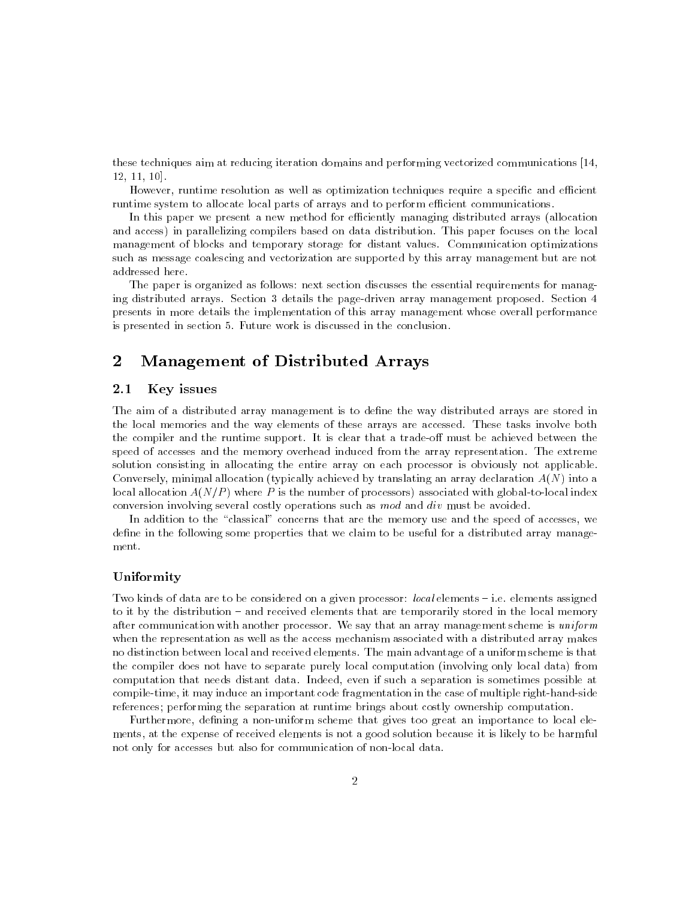these techniques aim at reducing iteration domains and performing vectorized communications [14, 12, 11, 10].

However, runtime resolution as well as optimization techniques require a specific and efficient runtime system to allocate local parts of arrays and to perform efficient communications.

In this paper we present a new method for efficiently managing distributed arrays (allocation and access) in parallelizing compilers based on data distribution. This paper focuses on the local management of blocks and temporary storage for distant values. Communication optimizations such as message coalescing and vectorization are supported by this array management but are not addressed here.

The paper is organized as follows: next section discusses the essential requirements for managing distributed arrays. Section 3 details the page-driven array management proposed. Section 4 presents in more details the implementation of this array management whose overall performance is presented in section 5. Future work is discussed in the conclusion.

## 2 Management of Distributed Arrays

### 2.1 Key issues

The aim of a distributed array management is to define the way distributed arrays are stored in the local memories and the way elements of these arrays are accessed. These tasks involve both the compiler and the runtime support. It is clear that a trade-off must be achieved between the speed of accesses and the memory overhead induced from the array representation. The extreme solution consisting in allocating the entire array on each processor is obviously not applicable. Conversely, minimal allocation (typically achieved by translating an array declaration $A(N)$ into a local allocation $A(N/P)$ where $P$ is the number of processors) associated with global-to-local index conversion involving several costly operations such as *mod* and *div* must be avoided.

In addition to the "classical" concerns that are the memory use and the speed of accesses, we define in the following some properties that we claim to be useful for a distributed array management.

#### Uniformity

Two kinds of data are to be considered on a given processor: *local* elements – i.e. elements assigned to it by the distribution – and received elements that are temporarily stored in the local memory after communication with another processor. We say that an array management scheme is *uniform* when the representation as well as the access mechanism associated with a distributed array makes no distinction between local and received elements. The main advantage of a uniform scheme is that the compiler does not have to separate purely local computation (involving only local data) from computation that needs distant data. Indeed, even if such a separation is sometimes possible at compile-time, it may induce an important code fragmentation in the case of multiple right-hand-side references; performing the separation at runtime brings about costly ownership computation.

Furthermore, defining a non-uniform scheme that gives too great an importance to local elements, at the expense of received elements is not a good solution because it is likely to be harmful not only for accesses but also for communication of non-local data.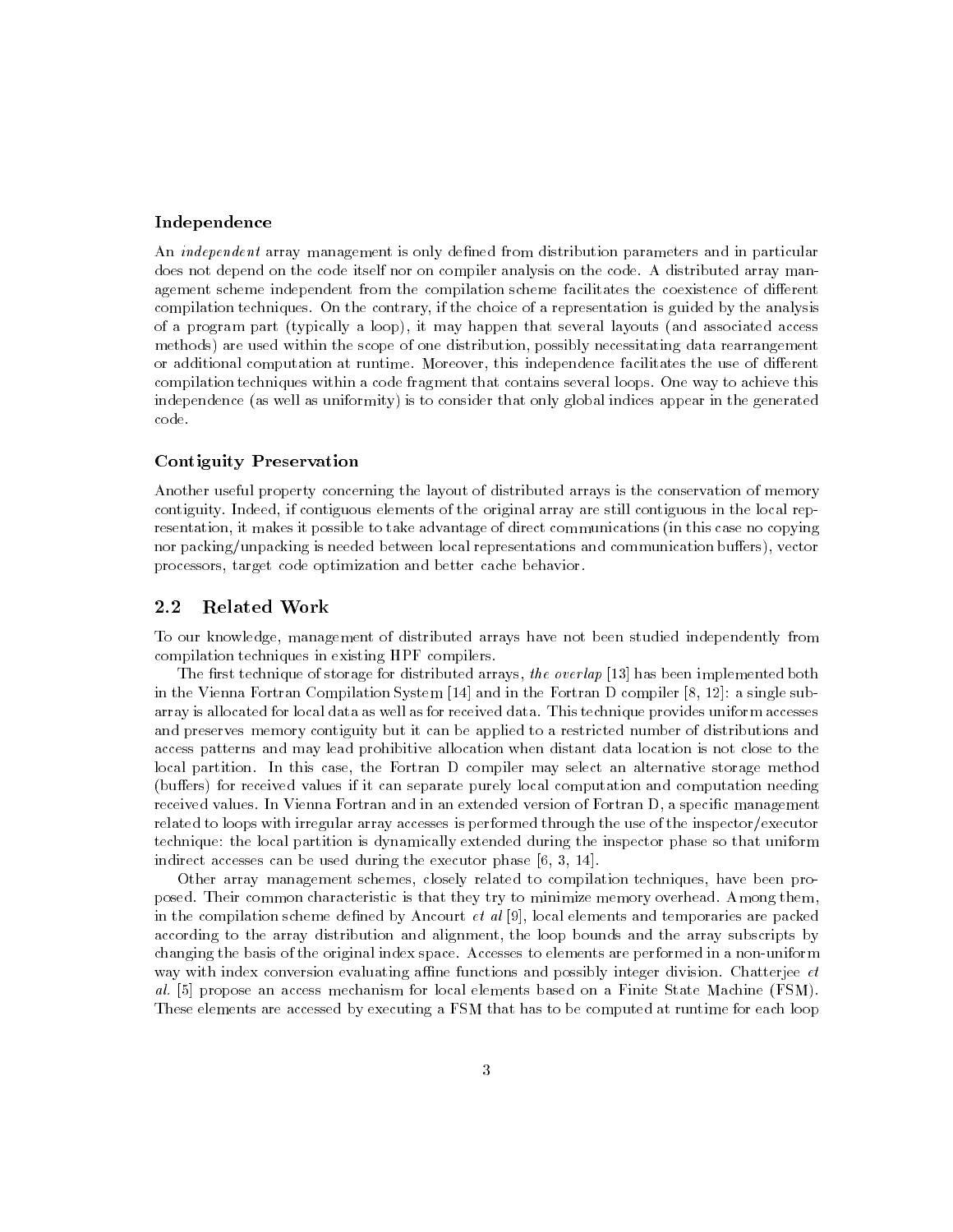#### Independence

An *independent* array management is only defined from distribution parameters and in particular does not depend on the code itself nor on compiler analysis on the code. A distributed array management scheme independent from the compilation scheme facilitates the coexistence of different compilation techniques. On the contrary, if the choice of a representation is guided by the analysis of a program part (typically a loop), it may happen that several layouts (and associated access methods) are used within the scope of one distribution, possibly necessitating data rearrangement or additional computation at runtime. Moreover, this independence facilitates the use of different compilation techniques within a code fragment that contains several loops. One way to achieve this independence (as well as uniformity) is to consider that only global indices appear in the generated code.

#### Contiguity Preservation

Another useful property concerning the layout of distributed arrays is the conservation of memory contiguity. Indeed, if contiguous elements of the original array are still contiguous in the local representation, it makes it possible to take advantage of direct communications (in this case no copying nor packing/unpacking is needed between local representations and communication buffers), vector processors, target code optimization and better cache behavior.

## 2.2 Related Work

To our knowledge, management of distributed arrays have not been studied independently from compilation techniques in existing HPF compilers.

The first technique of storage for distributed arrays, *the overlap* [13] has been implemented both in the Vienna Fortran Compilation System [14] and in the Fortran D compiler [8, 12]: a single subarray is allocated for local data as well as for received data. This technique provides uniform accesses and preserves memory contiguity but it can be applied to a restricted number of distributions and access patterns and may lead prohibitive allocation when distant data location is not close to the local partition. In this case, the Fortran D compiler may select an alternative storage method (buffers) for received values if it can separate purely local computation and computation needing received values. In Vienna Fortran and in an extended version of Fortran D, a specific management related to loops with irregular array accesses is performed through the use of the inspector/executor technique: the local partition is dynamically extended during the inspector phase so that uniform indirect accesses can be used during the executor phase [6, 3, 14].

Other array management schemes, closely related to compilation techniques, have been proposed. Their common characteristic is that they try to minimize memory overhead. Among them, in the compilation scheme defined by Ancourt *et al* [9], local elements and temporaries are packed according to the array distribution and alignment, the loop bounds and the array subscripts by changing the basis of the original index space. Accesses to elements are performed in a non-uniform way with index conversion evaluating affine functions and possibly integer division. Chatterjee *et al.* [5] propose an access mechanism for local elements based on a Finite State Machine (FSM). These elements are accessed by executing a FSM that has to be computed at runtime for each loop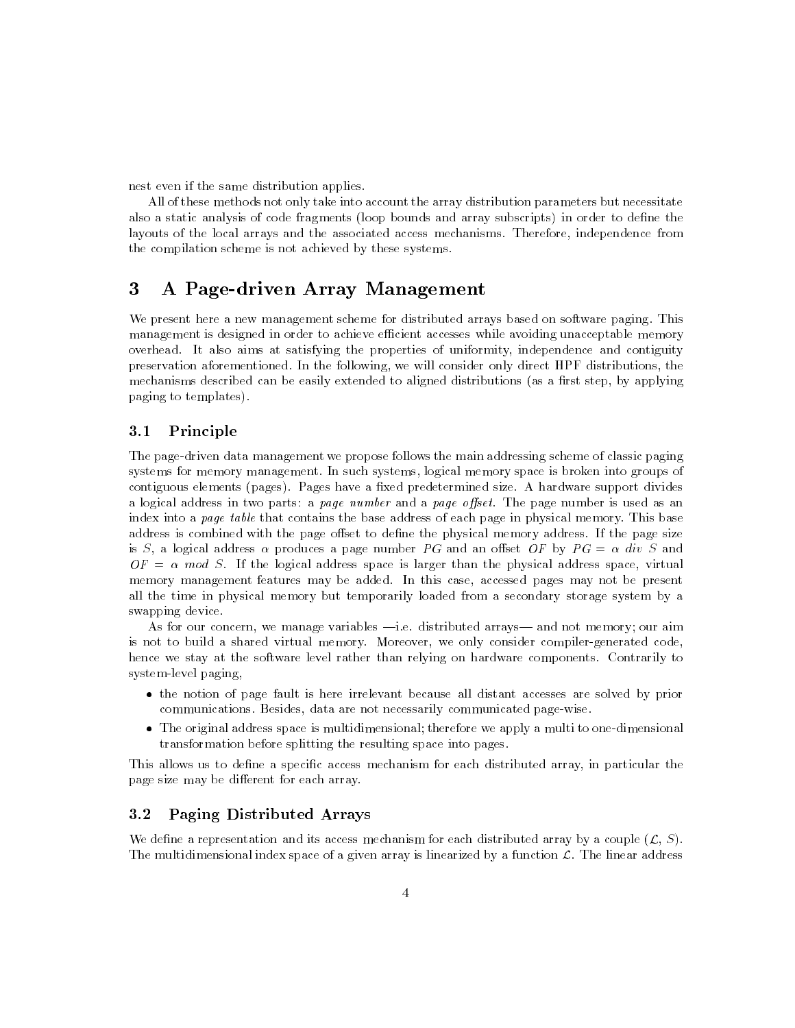nest even if the same distribution applies.

All of these methods not only take into account the array distribution parameters but necessitate also a static analysis of code fragments (loop bounds and array subscripts) in order to define the layouts of the local arrays and the associated access mechanisms. Therefore, independence from the compilation scheme is not achieved by these systems.

# 3 A Page-driven Array Management

We present here a new management scheme for distributed arrays based on software paging. This management is designed in order to achieve efficient accesses while avoiding unacceptable memory overhead. It also aims at satisfying the properties of uniformity, independence and contiguity preservation aforementioned. In the following, we will consider only direct HPF distributions, the mechanisms described can be easily extended to aligned distributions (as a first step, by applying paging to templates).

## 3.1 Principle

The page-driven data management we propose follows the main addressing scheme of classic paging systems for memory management. In such systems, logical memory space is broken into groups of contiguous elements (pages). Pages have a fixed predetermined size. A hardware support divides a logical address in two parts: a *page number* and a *page offset*. The page number is used as an index into a *page table* that contains the base address of each page in physical memory. This base address is combined with the page offset to define the physical memory address. If the page size is $S$, a logical address $\alpha$ produces a page number $PG$ and an offset $OF$ by $PG = \alpha \ div \ S$ and $OF = \alpha \ mod \ S$. If the logical address space is larger than the physical address space, virtual memory management features may be added. In this case, accessed pages may not be present all the time in physical memory but temporarily loaded from a secondary storage system by a swapping device.

As for our concern, we manage variables —i.e. distributed arrays— and not memory; our aim is not to build a shared virtual memory. Moreover, we only consider compiler-generated code, hence we stay at the software level rather than relying on hardware components. Contrarily to system-level paging,

- the notion of page fault is here irrelevant because all distant accesses are solved by prior communications. Besides, data are not necessarily communicated page-wise.
- The original address space is multidimensional; therefore we apply a multi to one-dimensional transformation before splitting the resulting space into pages.

This allows us to define a specific access mechanism for each distributed array, in particular the page size may be different for each array.

## 3.2 Paging Distributed Arrays

We define a representation and its access mechanism for each distributed array by a couple ($\mathcal{L}$, $S$). The multidimensional index space of a given array is linearized by a function $\mathcal{L}$. The linear address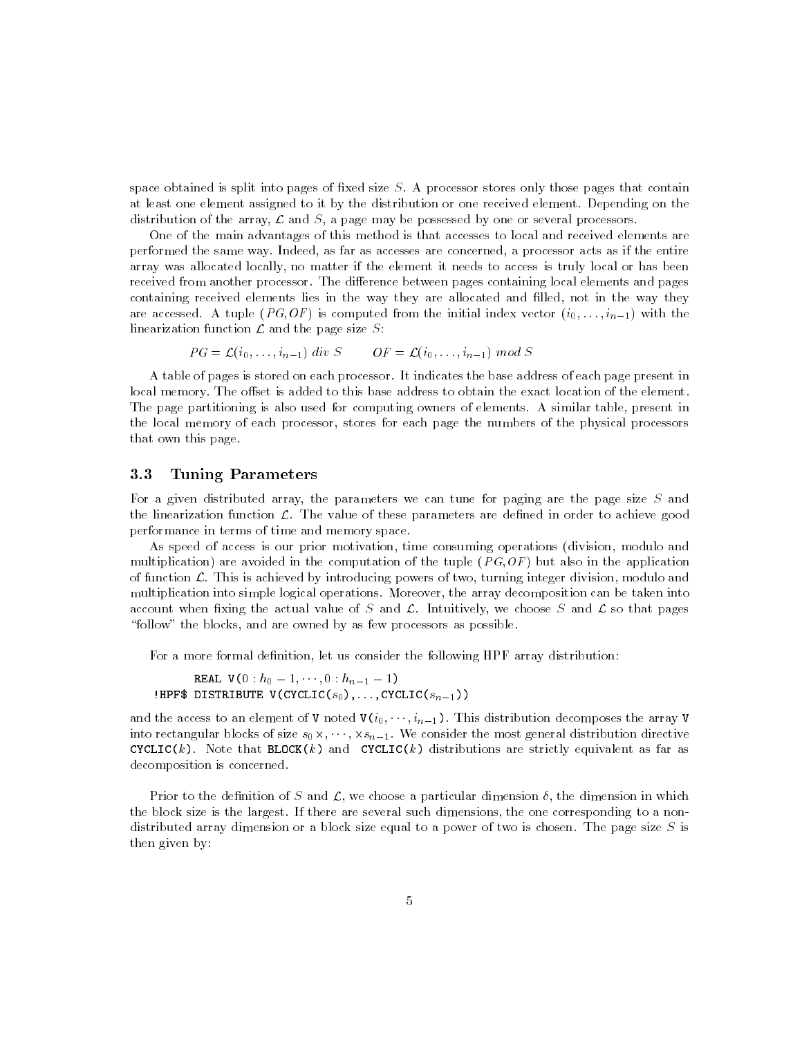space obtained is split into pages of fixed size $S$. A processor stores only those pages that contain at least one element assigned to it by the distribution or one received element. Depending on the distribution of the array, $\mathcal{L}$ and $S$, a page may be possessed by one or several processors.

One of the main advantages of this method is that accesses to local and received elements are performed the same way. Indeed, as far as accesses are concerned, a processor acts as if the entire array was allocated locally, no matter if the element it needs to access is truly local or has been received from another processor. The difference between pages containing local elements and pages containing received elements lies in the way they are allocated and filled, not in the way they are accessed. A tuple $(PG, OF)$ is computed from the initial index vector $(i_0, \ldots, i_{n-1})$ with the linearization function $\mathcal{L}$ and the page size $S$:

$$PG = \mathcal{L}(i_0, \ldots, i_{n-1}) \ div \ S \qquad OF = \mathcal{L}(i_0, \ldots, i_{n-1}) \ mod \ S$$

A table of pages is stored on each processor. It indicates the base address of each page present in local memory. The offset is added to this base address to obtain the exact location of the element. The page partitioning is also used for computing owners of elements. A similar table, present in the local memory of each processor, stores for each page the numbers of the physical processors that own this page.

### 3.3 Tuning Parameters

For a given distributed array, the parameters we can tune for paging are the page size $S$ and the linearization function $\mathcal{L}$. The value of these parameters are defined in order to achieve good performance in terms of time and memory space.

As speed of access is our prior motivation, time consuming operations (division, modulo and multiplication) are avoided in the computation of the tuple $(PG, OF)$ but also in the application of function $\mathcal{L}$. This is achieved by introducing powers of two, turning integer division, modulo and multiplication into simple logical operations. Moreover, the array decomposition can be taken into account when fixing the actual value of $S$ and $\mathcal{L}$. Intuitively, we choose $S$ and $\mathcal{L}$ so that pages "follow" the blocks, and are owned by as few processors as possible.

For a more formal definition, let us consider the following HPF array distribution:

```
      REAL V(0 : h_0 - 1, ..., 0 : h_{n-1} - 1)
!HPF$ DISTRIBUTE V(CYCLIC(s_0),...,CYCLIC(s_{n-1}))
```

and the access to an element of `V` noted `V`$(i_0, \cdots, i_{n-1})$. This distribution decomposes the array `V` into rectangular blocks of size $s_0 \times, \cdots, \times s_{n-1}$. We consider the most general distribution directive `CYCLIC`$(k)$. Note that `BLOCK`$(k)$ and `CYCLIC`$(k)$ distributions are strictly equivalent as far as decomposition is concerned.

Prior to the definition of $S$ and $\mathcal{L}$, we choose a particular dimension $\delta$, the dimension in which the block size is the largest. If there are several such dimensions, the one corresponding to a non-distributed array dimension or a block size equal to a power of two is chosen. The page size $S$ is then given by: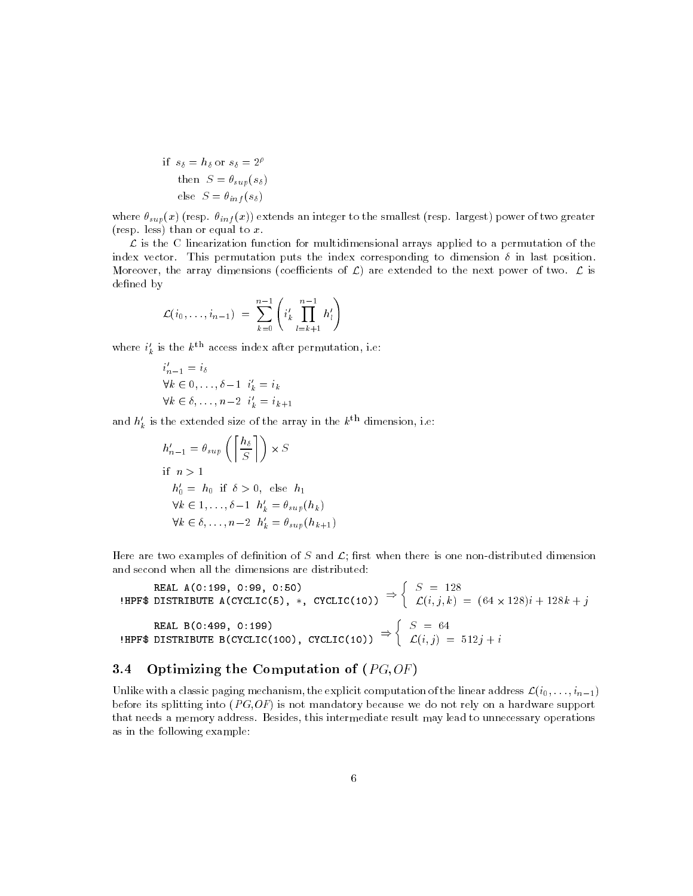if $s_\delta = h_\delta$ or $s_\delta = 2^\rho$

then $S = \theta_{sup}(s_\delta)$

else $S = \theta_{inf}(s_\delta)$

where $\theta_{sup}(x)$ (resp. $\theta_{inf}(x)$) extends an integer to the smallest (resp. largest) power of two greater (resp. less) than or equal to $x$.

$\mathcal{L}$ is the C linearization function for multidimensional arrays applied to a permutation of the index vector. This permutation puts the index corresponding to dimension $\delta$ in last position. Moreover, the array dimensions (coefficients of $\mathcal{L}$) are extended to the next power of two. $\mathcal{L}$ is defined by

$$\mathcal{L}(i_0, \ldots, i_{n-1}) = \sum_{k=0}^{n-1} \left( i'_k \prod_{l=k+1}^{n-1} h'_l \right)$$

where $i'_k$ is the $k^{\text{th}}$ access index after permutation, i.e:

$$i'_{n-1} = i_\delta$$
$$\forall k \in 0, \ldots, \delta-1 \;\; i'_k = i_k$$
$$\forall k \in \delta, \ldots, n-2 \;\; i'_k = i_{k+1}$$

and $h'_k$ is the extended size of the array in the $k^{\text{th}}$ dimension, i.e:

$$h'_{n-1} = \theta_{sup}\left( \left\lceil \frac{h_\delta}{S} \right\rceil \right) \times S$$

if $n > 1$

$$h'_0 = h_0 \text{ if } \delta > 0, \text{ else } h_1$$
$$\forall k \in 1, \ldots, \delta-1 \;\; h'_k = \theta_{sup}(h_k)$$
$$\forall k \in \delta, \ldots, n-2 \;\; h'_k = \theta_{sup}(h_{k+1})$$

Here are two examples of definition of $S$ and $\mathcal{L}$; first when there is one non-distributed dimension and second when all the dimensions are distributed:

```
      REAL A(0:199, 0:99, 0:50)
!HPF$ DISTRIBUTE A(CYCLIC(5), *, CYCLIC(10))
```

$$\Rightarrow \begin{cases} S = 128 \\ \mathcal{L}(i,j,k) = (64 \times 128)i + 128k + j \end{cases}$$

```
      REAL B(0:499, 0:199)
!HPF$ DISTRIBUTE B(CYCLIC(100), CYCLIC(10))
```

$$\Rightarrow \begin{cases} S = 64 \\ \mathcal{L}(i,j) = 512j + i \end{cases}$$

### 3.4 Optimizing the Computation of $(PG, OF)$

Unlike with a classic paging mechanism, the explicit computation of the linear address $\mathcal{L}(i_0, \ldots, i_{n-1})$ before its splitting into $(PG, OF)$ is not mandatory because we do not rely on a hardware support that needs a memory address. Besides, this intermediate result may lead to unnecessary operations as in the following example: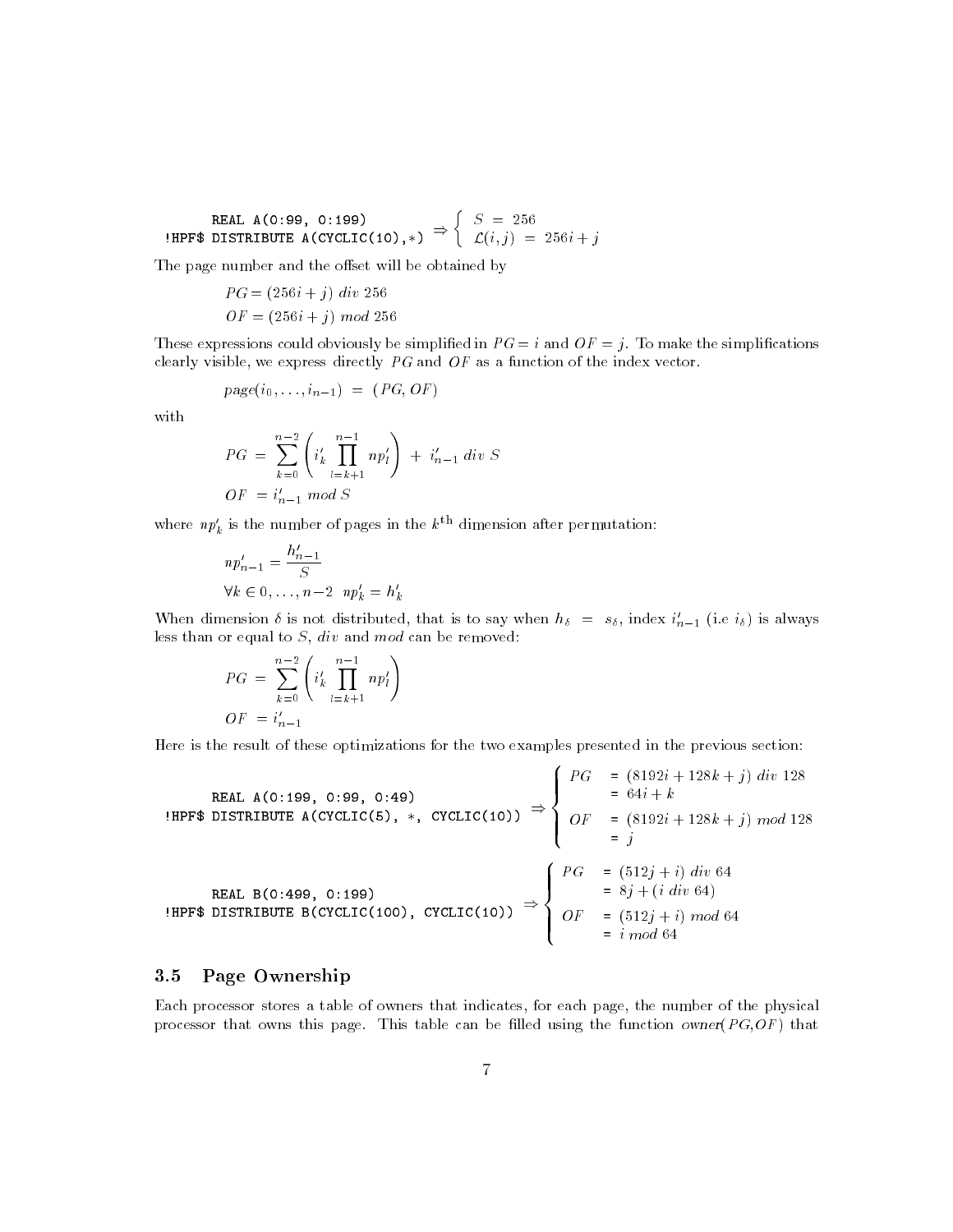```
      REAL A(0:99, 0:199)
!HPF$ DISTRIBUTE A(CYCLIC(10),*)
```

$$\Rightarrow \left\{ \begin{array}{l} S \;=\; 256 \\ \mathcal{L}(i,j) \;=\; 256i + j \end{array} \right.$$

The page number and the offset will be obtained by

$$PG = (256i + j) \; div \; 256$$

$$OF = (256i + j) \; mod \; 256$$

These expressions could obviously be simplified in $PG = i$ and $OF = j$. To make the simplifications clearly visible, we express directly $PG$ and $OF$ as a function of the index vector.

$$page(i_0, \ldots, i_{n-1}) \;=\; (PG, OF)$$

with

$$PG \;=\; \sum_{k=0}^{n-2} \left( i'_k \prod_{l=k+1}^{n-1} np'_l \right) \;+\; i'_{n-1} \; div \; S$$

$$OF \;= i'_{n-1} \; mod \; S$$

where $np'_k$ is the number of pages in the $k^{\text{th}}$ dimension after permutation:

$$np'_{n-1} = \frac{h'_{n-1}}{S}$$

$$\forall k \in 0, \ldots, n-2 \;\; np'_k = h'_k$$

When dimension $\delta$ is not distributed, that is to say when $h_\delta \;=\; s_\delta$, index $i'_{n-1}$ (i.e $i_\delta$) is always less than or equal to $S$, $div$ and $mod$ can be removed:

$$PG \;=\; \sum_{k=0}^{n-2} \left( i'_k \prod_{l=k+1}^{n-1} np'_l \right)$$

$$OF \;= i'_{n-1}$$

Here is the result of these optimizations for the two examples presented in the previous section:

```
      REAL A(0:199, 0:99, 0:49)
!HPF$ DISTRIBUTE A(CYCLIC(5), *, CYCLIC(10))
```

$$\Rightarrow \left\{ \begin{array}{ll} PG & = (8192i + 128k + j) \; div \; 128 \\ & = 64i + k \\ OF & = (8192i + 128k + j) \; mod \; 128 \\ & = j \end{array} \right.$$

```
      REAL B(0:499, 0:199)
!HPF$ DISTRIBUTE B(CYCLIC(100), CYCLIC(10))
```

$$\Rightarrow \left\{ \begin{array}{ll} PG & = (512j + i) \; div \; 64 \\ & = 8j + (i \; div \; 64) \\ OF & = (512j + i) \; mod \; 64 \\ & = i \; mod \; 64 \end{array} \right.$$

### 3.5 Page Ownership

Each processor stores a table of owners that indicates, for each page, the number of the physical processor that owns this page. This table can be filled using the function *owner*($PG$,$OF$) that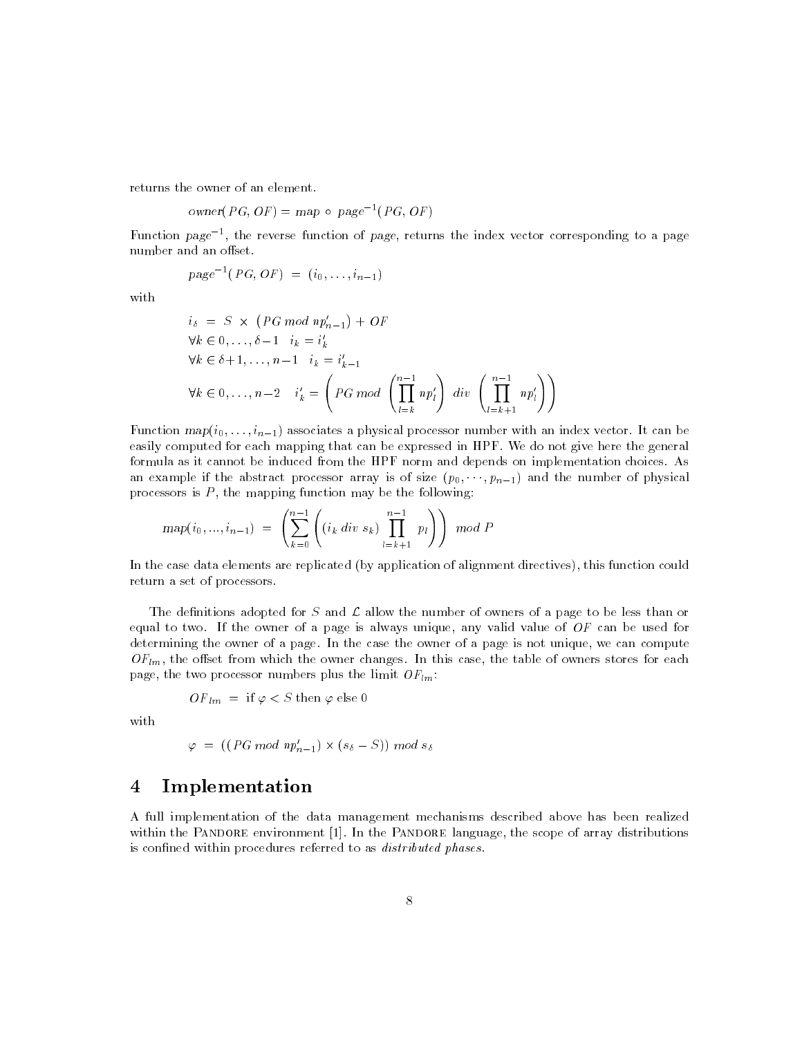returns the owner of an element.

$$owner(PG, OF) = map \circ page^{-1}(PG, OF)$$

Function $page^{-1}$, the reverse function of *page*, returns the index vector corresponding to a page number and an offset.

$$page^{-1}(PG, OF) \ = \ (i_0, \ldots, i_{n-1})$$

with

$$i_\delta \ = \ S \ \times \ (PG \ mod \ np'_{n-1}) + OF$$

$$\forall k \in 0, \ldots, \delta-1 \quad i_k = i'_k$$

$$\forall k \in \delta+1, \ldots, n-1 \quad i_k = i'_{k-1}$$

$$\forall k \in 0, \ldots, n-2 \quad i'_k = \left( PG \ mod \ \left( \prod_{l=k}^{n-1} np'_l \right) \ div \ \left( \prod_{l=k+1}^{n-1} np'_l \right) \right)$$

Function $map(i_0, \ldots, i_{n-1})$ associates a physical processor number with an index vector. It can be easily computed for each mapping that can be expressed in HPF. We do not give here the general formula as it cannot be induced from the HPF norm and depends on implementation choices. As an example if the abstract processor array is of size $(p_0, \cdots, p_{n-1})$ and the number of physical processors is $P$, the mapping function may be the following:

$$map(i_0, ..., i_{n-1}) \ = \ \left( \sum_{k=0}^{n-1} \left( (i_k \ div \ s_k) \prod_{l=k+1}^{n-1} p_l \right) \right) \ mod \ P$$

In the case data elements are replicated (by application of alignment directives), this function could return a set of processors.

The definitions adopted for $S$ and $\mathcal{L}$ allow the number of owners of a page to be less than or equal to two. If the owner of a page is always unique, any valid value of $OF$ can be used for determining the owner of a page. In the case the owner of a page is not unique, we can compute $OF_{lm}$, the offset from which the owner changes. In this case, the table of owners stores for each page, the two processor numbers plus the limit $OF_{lm}$:

$$OF_{lm} \ = \ \text{if } \varphi < S \text{ then } \varphi \text{ else } 0$$

with

$$\varphi \ = \ ((PG \ mod \ np'_{n-1}) \times (s_\delta - S)) \ mod \ s_\delta$$

# 4 Implementation

A full implementation of the data management mechanisms described above has been realized within the Pandore environment [1]. In the Pandore language, the scope of array distributions is confined within procedures referred to as *distributed phases*.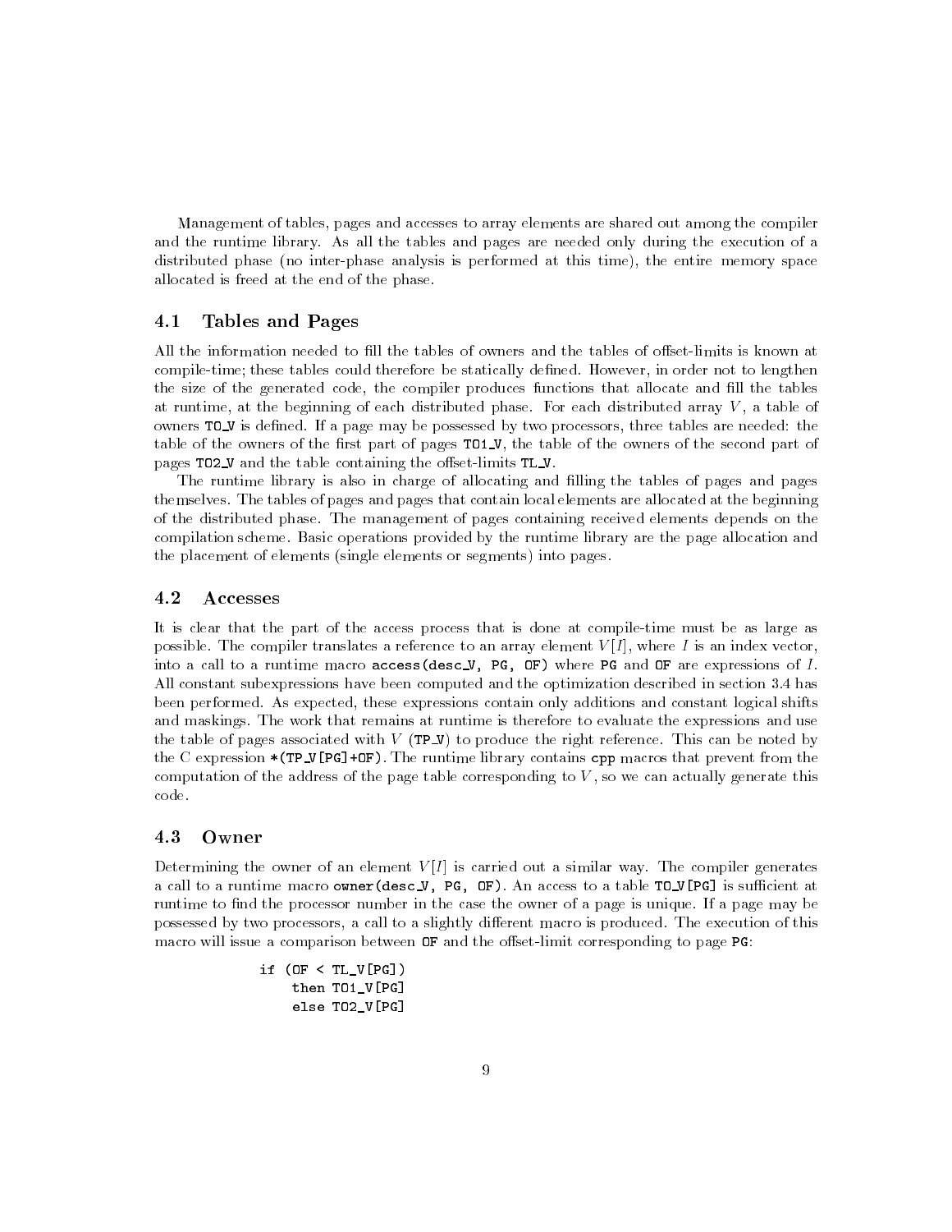Management of tables, pages and accesses to array elements are shared out among the compiler and the runtime library. As all the tables and pages are needed only during the execution of a distributed phase (no inter-phase analysis is performed at this time), the entire memory space allocated is freed at the end of the phase.

## 4.1 Tables and Pages

All the information needed to fill the tables of owners and the tables of offset-limits is known at compile-time; these tables could therefore be statically defined. However, in order not to lengthen the size of the generated code, the compiler produces functions that allocate and fill the tables at runtime, at the beginning of each distributed phase. For each distributed array $V$, a table of owners `TO_V` is defined. If a page may be possessed by two processors, three tables are needed: the table of the owners of the first part of pages `TO1_V`, the table of the owners of the second part of pages `TO2_V` and the table containing the offset-limits `TL_V`.

The runtime library is also in charge of allocating and filling the tables of pages and pages themselves. The tables of pages and pages that contain local elements are allocated at the beginning of the distributed phase. The management of pages containing received elements depends on the compilation scheme. Basic operations provided by the runtime library are the page allocation and the placement of elements (single elements or segments) into pages.

## 4.2 Accesses

It is clear that the part of the access process that is done at compile-time must be as large as possible. The compiler translates a reference to an array element $V[I]$, where $I$ is an index vector, into a call to a runtime macro `access(desc_V, PG, OF)` where `PG` and `OF` are expressions of $I$. All constant subexpressions have been computed and the optimization described in section 3.4 has been performed. As expected, these expressions contain only additions and constant logical shifts and maskings. The work that remains at runtime is therefore to evaluate the expressions and use the table of pages associated with $V$ (`TP_V`) to produce the right reference. This can be noted by the C expression `*(TP_V[PG]+OF)`. The runtime library contains `cpp` macros that prevent from the computation of the address of the page table corresponding to $V$, so we can actually generate this code.

## 4.3 Owner

Determining the owner of an element $V[I]$ is carried out a similar way. The compiler generates a call to a runtime macro `owner(desc_V, PG, OF)`. An access to a table `TO_V[PG]` is sufficient at runtime to find the processor number in the case the owner of a page is unique. If a page may be possessed by two processors, a call to a slightly different macro is produced. The execution of this macro will issue a comparison between `OF` and the offset-limit corresponding to page `PG`:

```
if (OF < TL_V[PG])
    then TO1_V[PG]
    else TO2_V[PG]
```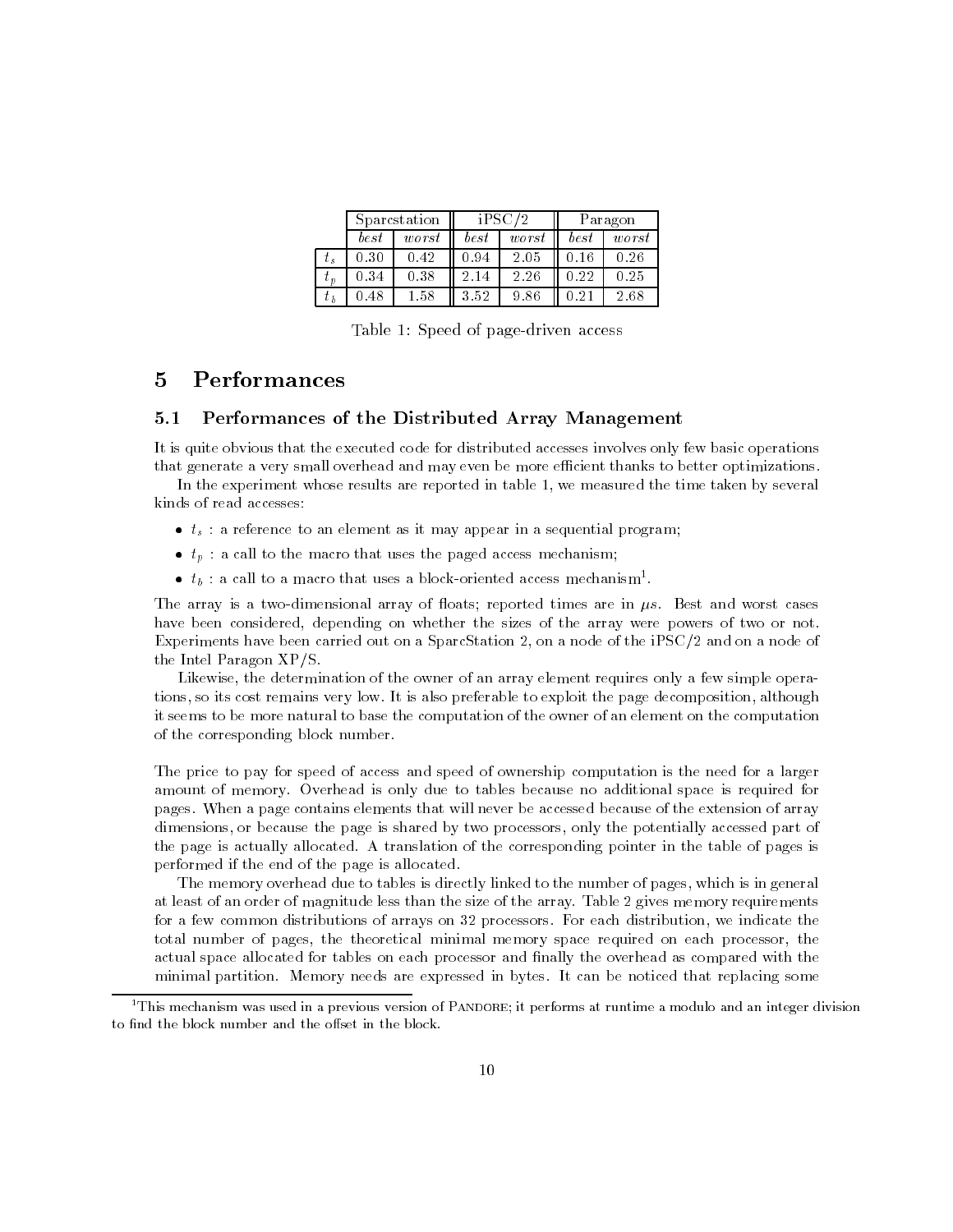| | Sparcstation | | iPSC/2 | | Paragon | |
|---|---|---|---|---|---|---|
| | *best* | *worst* | *best* | *worst* | *best* | *worst* |
| $t_s$ | 0.30 | 0.42 | 0.94 | 2.05 | 0.16 | 0.26 |
| $t_p$ | 0.34 | 0.38 | 2.14 | 2.26 | 0.22 | 0.25 |
| $t_b$ | 0.48 | 1.58 | 3.52 | 9.86 | 0.21 | 2.68 |

Table 1: Speed of page-driven access

# 5 Performances

## 5.1 Performances of the Distributed Array Management

It is quite obvious that the executed code for distributed accesses involves only few basic operations that generate a very small overhead and may even be more efficient thanks to better optimizations.

In the experiment whose results are reported in table 1, we measured the time taken by several kinds of read accesses:

- $t_s$ : a reference to an element as it may appear in a sequential program;
- $t_p$ : a call to the macro that uses the paged access mechanism;
- $t_b$ : a call to a macro that uses a block-oriented access mechanism[1].

The array is a two-dimensional array of floats; reported times are in $\mu s$. Best and worst cases have been considered, depending on whether the sizes of the array were powers of two or not. Experiments have been carried out on a SparcStation 2, on a node of the iPSC/2 and on a node of the Intel Paragon XP/S.

Likewise, the determination of the owner of an array element requires only a few simple operations, so its cost remains very low. It is also preferable to exploit the page decomposition, although it seems to be more natural to base the computation of the owner of an element on the computation of the corresponding block number.

The price to pay for speed of access and speed of ownership computation is the need for a larger amount of memory. Overhead is only due to tables because no additional space is required for pages. When a page contains elements that will never be accessed because of the extension of array dimensions, or because the page is shared by two processors, only the potentially accessed part of the page is actually allocated. A translation of the corresponding pointer in the table of pages is performed if the end of the page is allocated.

The memory overhead due to tables is directly linked to the number of pages, which is in general at least of an order of magnitude less than the size of the array. Table 2 gives memory requirements for a few common distributions of arrays on 32 processors. For each distribution, we indicate the total number of pages, the theoretical minimal memory space required on each processor, the actual space allocated for tables on each processor and finally the overhead as compared with the minimal partition. Memory needs are expressed in bytes. It can be noticed that replacing some

[1] This mechanism was used in a previous version of Pandore; it performs at runtime a modulo and an integer division to find the block number and the offset in the block.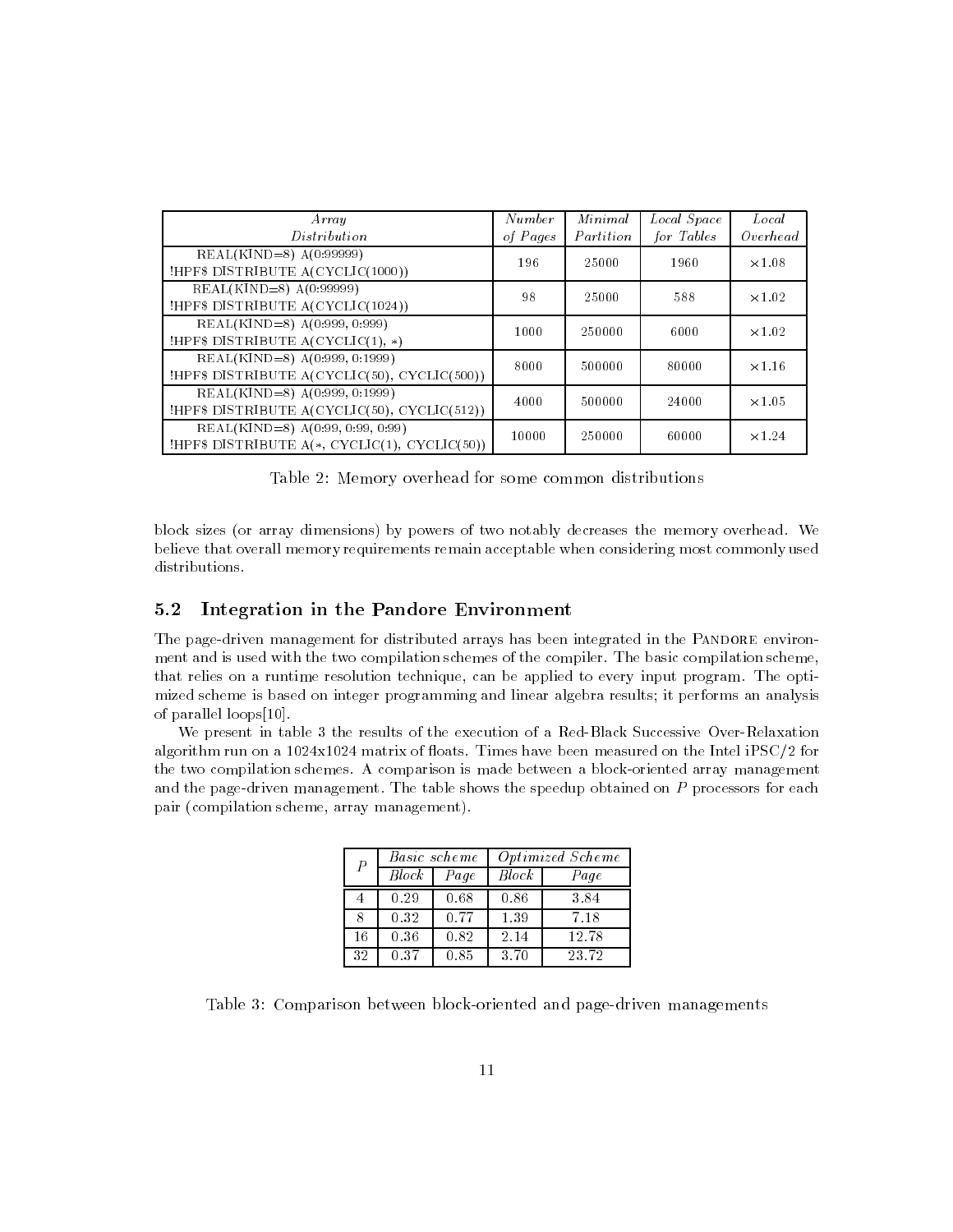| *Array Distribution* | *Number of Pages* | *Minimal Partition* | *Local Space for Tables* | *Local Overhead* |
|---|---|---|---|---|
| REAL(KIND=8) A(0:99999) !HPF$ DISTRIBUTE A(CYCLIC(1000)) | 196 | 25000 | 1960 | $\times 1.08$ |
| REAL(KIND=8) A(0:99999) !HPF$ DISTRIBUTE A(CYCLIC(1024)) | 98 | 25000 | 588 | $\times 1.02$ |
| REAL(KIND=8) A(0:999, 0:999) !HPF$ DISTRIBUTE A(CYCLIC(1), *) | 1000 | 250000 | 6000 | $\times 1.02$ |
| REAL(KIND=8) A(0:999, 0:1999) !HPF$ DISTRIBUTE A(CYCLIC(50), CYCLIC(500)) | 8000 | 500000 | 80000 | $\times 1.16$ |
| REAL(KIND=8) A(0:999, 0:1999) !HPF$ DISTRIBUTE A(CYCLIC(50), CYCLIC(512)) | 4000 | 500000 | 24000 | $\times 1.05$ |
| REAL(KIND=8) A(0:99, 0:99, 0:99) !HPF$ DISTRIBUTE A(*, CYCLIC(1), CYCLIC(50)) | 10000 | 250000 | 60000 | $\times 1.24$ |

Table 2: Memory overhead for some common distributions

block sizes (or array dimensions) by powers of two notably decreases the memory overhead. We believe that overall memory requirements remain acceptable when considering most commonly used distributions.

## 5.2 Integration in the Pandore Environment

The page-driven management for distributed arrays has been integrated in the PANDORE environment and is used with the two compilation schemes of the compiler. The basic compilation scheme, that relies on a runtime resolution technique, can be applied to every input program. The optimized scheme is based on integer programming and linear algebra results; it performs an analysis of parallel loops[10].

We present in table 3 the results of the execution of a Red-Black Successive Over-Relaxation algorithm run on a 1024x1024 matrix of floats. Times have been measured on the Intel iPSC/2 for the two compilation schemes. A comparison is made between a block-oriented array management and the page-driven management. The table shows the speedup obtained on $P$ processors for each pair (compilation scheme, array management).

| $P$ | *Basic scheme* | | *Optimized Scheme* | |
|---|---|---|---|---|
| | *Block* | *Page* | *Block* | *Page* |
| 4 | 0.29 | 0.68 | 0.86 | 3.84 |
| 8 | 0.32 | 0.77 | 1.39 | 7.18 |
| 16 | 0.36 | 0.82 | 2.14 | 12.78 |
| 32 | 0.37 | 0.85 | 3.70 | 23.72 |

Table 3: Comparison between block-oriented and page-driven managements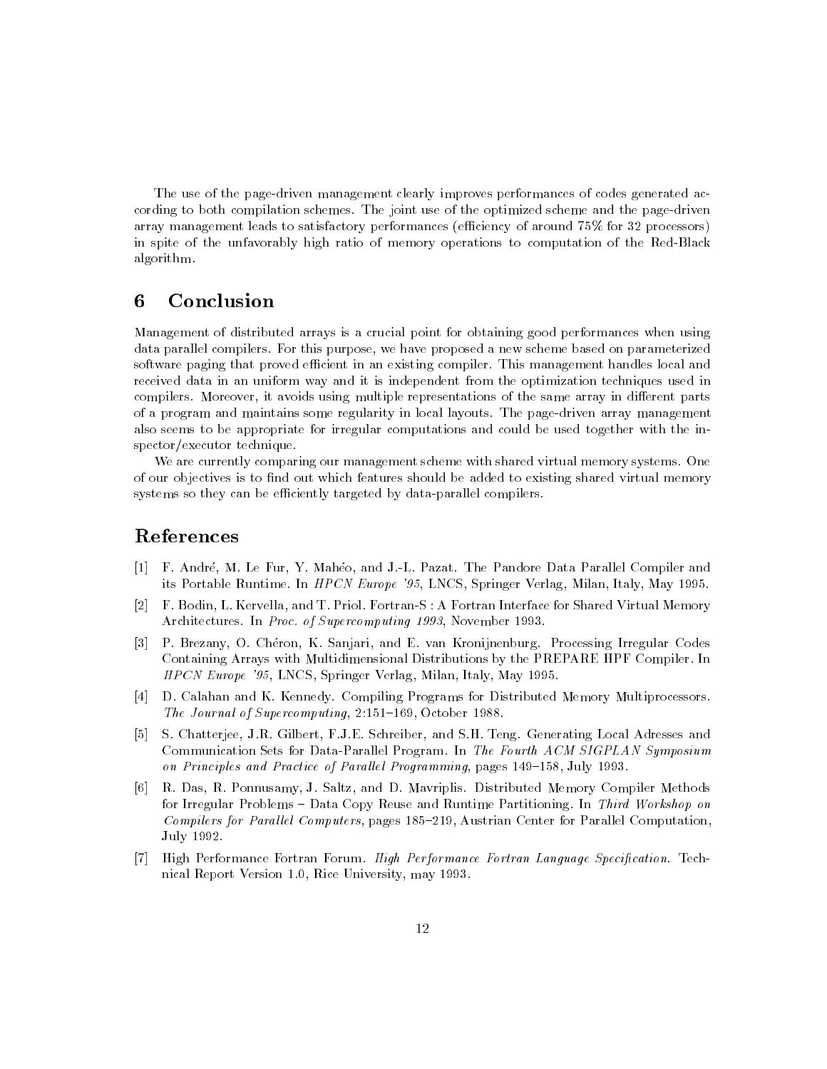The use of the page-driven management clearly improves performances of codes generated according to both compilation schemes. The joint use of the optimized scheme and the page-driven array management leads to satisfactory performances (efficiency of around 75% for 32 processors) in spite of the unfavorably high ratio of memory operations to computation of the Red-Black algorithm.

## 6 Conclusion

Management of distributed arrays is a crucial point for obtaining good performances when using data parallel compilers. For this purpose, we have proposed a new scheme based on parameterized software paging that proved efficient in an existing compiler. This management handles local and received data in an uniform way and it is independent from the optimization techniques used in compilers. Moreover, it avoids using multiple representations of the same array in different parts of a program and maintains some regularity in local layouts. The page-driven array management also seems to be appropriate for irregular computations and could be used together with the inspector/executor technique.

We are currently comparing our management scheme with shared virtual memory systems. One of our objectives is to find out which features should be added to existing shared virtual memory systems so they can be efficiently targeted by data-parallel compilers.

## References

[1] F. André, M. Le Fur, Y. Mahéo, and J.-L. Pazat. The Pandore Data Parallel Compiler and its Portable Runtime. In *HPCN Europe '95*, LNCS, Springer Verlag, Milan, Italy, May 1995.

[2] F. Bodin, L. Kervella, and T. Priol. Fortran-S : A Fortran Interface for Shared Virtual Memory Architectures. In *Proc. of Supercomputing 1993*, November 1993.

[3] P. Brezany, O. Chéron, K. Sanjari, and E. van Kronijnenburg. Processing Irregular Codes Containing Arrays with Multidimensional Distributions by the PREPARE HPF Compiler. In *HPCN Europe '95*, LNCS, Springer Verlag, Milan, Italy, May 1995.

[4] D. Calahan and K. Kennedy. Compiling Programs for Distributed Memory Multiprocessors. *The Journal of Supercomputing*, 2:151–169, October 1988.

[5] S. Chatterjee, J.R. Gilbert, F.J.E. Schreiber, and S.H. Teng. Generating Local Adresses and Communication Sets for Data-Parallel Program. In *The Fourth ACM SIGPLAN Symposium on Principles and Practice of Parallel Programming*, pages 149–158, July 1993.

[6] R. Das, R. Ponnusamy, J. Saltz, and D. Mavriplis. Distributed Memory Compiler Methods for Irregular Problems – Data Copy Reuse and Runtime Partitioning. In *Third Workshop on Compilers for Parallel Computers*, pages 185–219, Austrian Center for Parallel Computation, July 1992.

[7] High Performance Fortran Forum. *High Performance Fortran Language Specification*. Technical Report Version 1.0, Rice University, may 1993.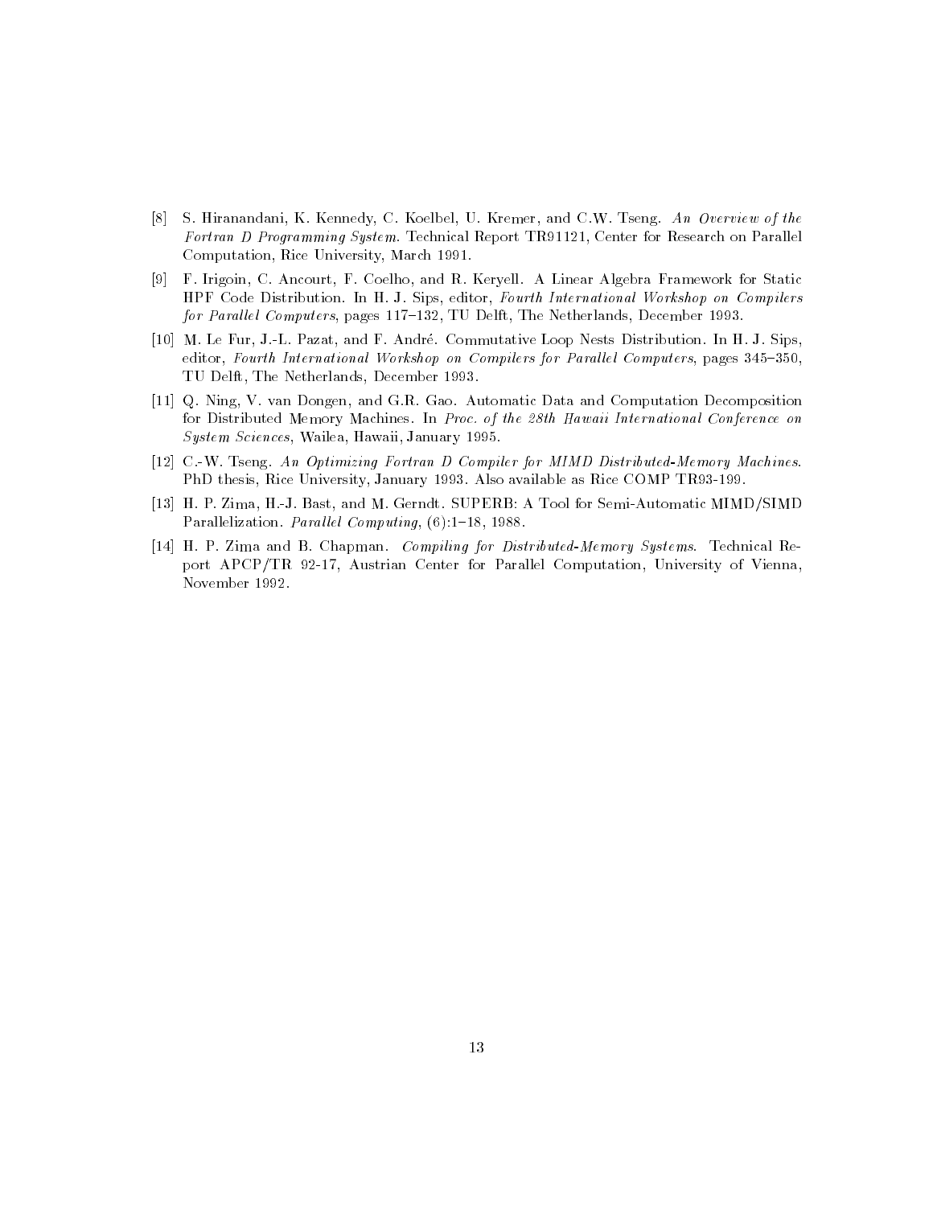[8] S. Hiranandani, K. Kennedy, C. Koelbel, U. Kremer, and C.W. Tseng. *An Overview of the Fortran D Programming System*. Technical Report TR91121, Center for Research on Parallel Computation, Rice University, March 1991.

[9] F. Irigoin, C. Ancourt, F. Coelho, and R. Keryell. A Linear Algebra Framework for Static HPF Code Distribution. In H. J. Sips, editor, *Fourth International Workshop on Compilers for Parallel Computers*, pages 117–132, TU Delft, The Netherlands, December 1993.

[10] M. Le Fur, J.-L. Pazat, and F. André. Commutative Loop Nests Distribution. In H. J. Sips, editor, *Fourth International Workshop on Compilers for Parallel Computers*, pages 345–350, TU Delft, The Netherlands, December 1993.

[11] Q. Ning, V. van Dongen, and G.R. Gao. Automatic Data and Computation Decomposition for Distributed Memory Machines. In *Proc. of the 28th Hawaii International Conference on System Sciences*, Wailea, Hawaii, January 1995.

[12] C.-W. Tseng. *An Optimizing Fortran D Compiler for MIMD Distributed-Memory Machines*. PhD thesis, Rice University, January 1993. Also available as Rice COMP TR93-199.

[13] H. P. Zima, H.-J. Bast, and M. Gerndt. SUPERB: A Tool for Semi-Automatic MIMD/SIMD Parallelization. *Parallel Computing*, (6):1–18, 1988.

[14] H. P. Zima and B. Chapman. *Compiling for Distributed-Memory Systems*. Technical Report APCP/TR 92-17, Austrian Center for Parallel Computation, University of Vienna, November 1992.